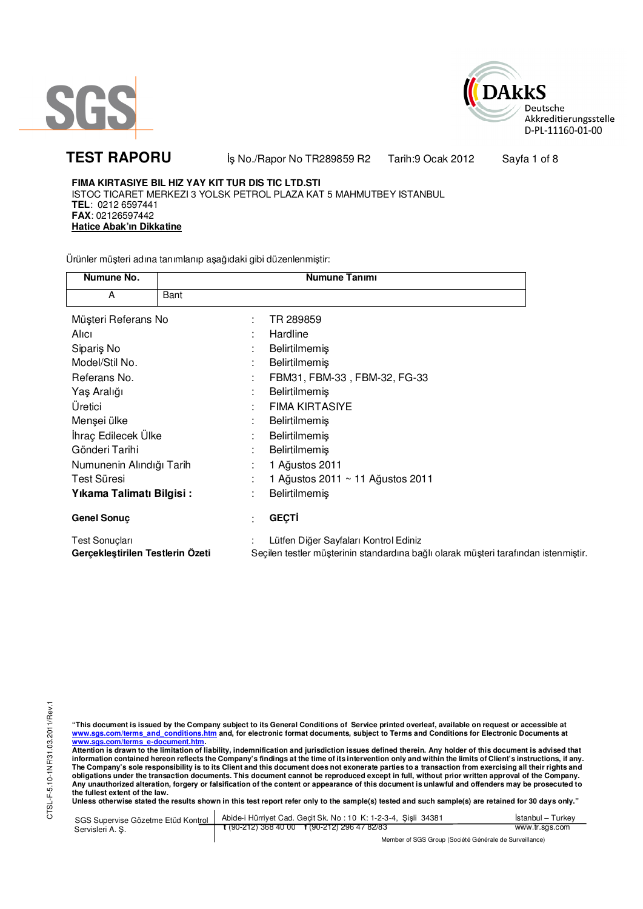SGS

DAkkS
Deutsche
Akkreditierungsstelle
D-PL-11160-01-00

# TEST RAPORU

İş No./Rapor No TR289859 R2 Tarih:9 Ocak 2012

**FIMA KIRTASIYE BIL HIZ YAY KIT TUR DIS TIC LTD.STI**
ISTOC TICARET MERKEZI 3 YOLSK PETROL PLAZA KAT 5 MAHMUTBEY ISTANBUL
**TEL**: 0212 6597441
**FAX**: 02126597442
**Hatice Abak'ın Dikkatine**

Ürünler müşteri adına tanımlanıp aşağıdaki gibi düzenlenmiştir:

| Numune No. | Numune Tanımı |
|---|---|
| A | Bant |

| | | |
|---|---|---|
| Müşteri Referans No | : | TR 289859 |
| Alıcı | : | Hardline |
| Sipariş No | : | Belirtilmemiş |
| Model/Stil No. | : | Belirtilmemiş |
| Referans No. | : | FBM31, FBM-33 , FBM-32, FG-33 |
| Yaş Aralığı | : | Belirtilmemiş |
| Üretici | : | FIMA KIRTASIYE |
| Menşei ülke | : | Belirtilmemiş |
| İhraç Edilecek Ülke | : | Belirtilmemiş |
| Gönderi Tarihi | : | Belirtilmemiş |
| Numunenin Alındığı Tarih | : | 1 Ağustos 2011 |
| Test Süresi | : | 1 Ağustos 2011 ~ 11 Ağustos 2011 |
| **Yıkama Talimatı Bilgisi :** | : | Belirtilmemiş |
| **Genel Sonuç** | : | **GEÇTİ** |
| Test Sonuçları | : | Lütfen Diğer Sayfaları Kontrol Ediniz |
| **Gerçekleştirilen Testlerin Özeti** | | Seçilen testler müşterinin standardına bağlı olarak müşteri tarafından istenmiştir. |

CTSL-F-5.10-1NF/31.03.2011/Rev.1

**"This document is issued by the Company subject to its General Conditions of Service printed overleaf, available on request or accessible at www.sgs.com/terms_and_conditions.htm and, for electronic format documents, subject to Terms and Conditions for Electronic Documents at www.sgs.com/terms_e-document.htm.**
**Attention is drawn to the limitation of liability, indemnification and jurisdiction issues defined therein. Any holder of this document is advised that information contained hereon reflects the Company's findings at the time of its intervention only and within the limits of Client's instructions, if any. The Company's sole responsibility is to its Client and this document does not exonerate parties to a transaction from exercising all their rights and obligations under the transaction documents. This document cannot be reproduced except in full, without prior written approval of the Company. Any unauthorized alteration, forgery or falsification of the content or appearance of this document is unlawful and offenders may be prosecuted to the fullest extent of the law.**
**Unless otherwise stated the results shown in this test report refer only to the sample(s) tested and such sample(s) are retained for 30 days only."**

SGS Supervise Gözetme Etüd Kontrol Servisleri A. Ş. | Abide-i Hürriyet Cad. Geçit Sk. No : 10 K: 1-2-3-4, Şişli 34381 | İstanbul – Turkey
t (90-212) 368 40 00 f (90-212) 296 47 82/83 | www.tr.sgs.com

Member of SGS Group (Société Générale de Surveillance)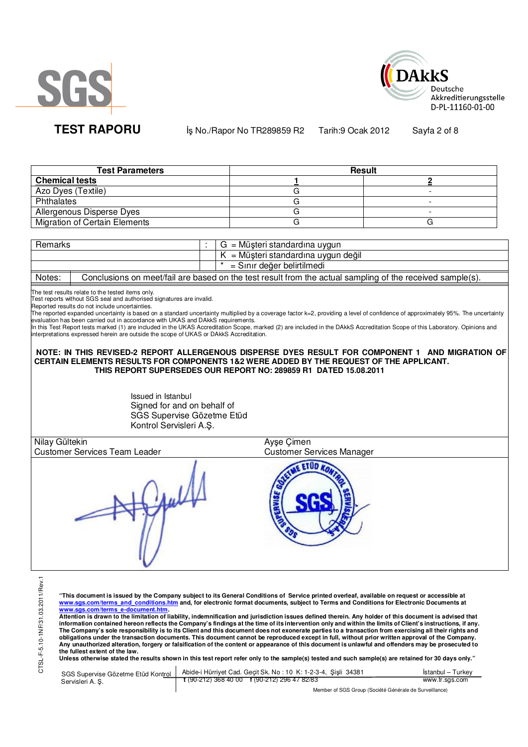# TEST RAPORU

İş No./Rapor No TR289859 R2 Tarih:9 Ocak 2012

| Test Parameters | Result | |
|---|---|---|
| **Chemical tests** | **1** | **2** |
| Azo Dyes (Textile) | G | - |
| Phthalates | G | - |
| Allergenous Disperse Dyes | G | - |
| Migration of Certain Elements | G | G |

| Remarks | : | G = Müşteri standardına uygun |
|---|---|---|
| | | K = Müşteri standardına uygun değil |
| | | * = Sınır değer belirtilmedi |

Notes: Conclusions on meet/fail are based on the test result from the actual sampling of the received sample(s).

The test results relate to the tested items only.
Test reports without SGS seal and authorised signatures are invalid.
Reported results do not include uncertainties.
The reported expanded uncertainty is based on a standard uncertainty multiplied by a coverage factor k=2, providing a level of confidence of approximately 95%. The uncertainty evaluation has been carried out in accordance with UKAS and DAkkS requirements.
In this Test Report tests marked (1) are included in the UKAS Accreditation Scope, marked (2) are included in the DAkkS Accreditation Scope of this Laboratory. Opinions and interpretations expressed herein are outside the scope of UKAS or DAkkS Accreditation.

**NOTE: IN THIS REVISED-2 REPORT ALLERGENOUS DISPERSE DYES RESULT FOR COMPONENT 1 AND MIGRATION OF CERTAIN ELEMENTS RESULTS FOR COMPONENTS 1&2 WERE ADDED BY THE REQUEST OF THE APPLICANT.**
**THIS REPORT SUPERSEDES OUR REPORT NO: 289859 R1 DATED 15.08.2011**

Issued in Istanbul
Signed for and on behalf of
SGS Supervise Gözetme Etüd
Kontrol Servisleri A.Ş.

| Nilay Gültekin | Ayşe Çimen |
|---|---|
| Customer Services Team Leader | Customer Services Manager |

CTSL-F-5.10-1NF/31.03.2011/Rev.1

**"This document is issued by the Company subject to its General Conditions of Service printed overleaf, available on request or accessible at www.sgs.com/terms_and_conditions.htm and, for electronic format documents, subject to Terms and Conditions for Electronic Documents at www.sgs.com/terms_e-document.htm.**
**Attention is drawn to the limitation of liability, indemnification and jurisdiction issues defined therein. Any holder of this document is advised that information contained hereon reflects the Company's findings at the time of its intervention only and within the limits of Client's instructions, if any. The Company's sole responsibility is to its Client and this document does not exonerate parties to a transaction from exercising all their rights and obligations under the transaction documents. This document cannot be reproduced except in full, without prior written approval of the Company. Any unauthorized alteration, forgery or falsification of the content or appearance of this document is unlawful and offenders may be prosecuted to the fullest extent of the law.**
**Unless otherwise stated the results shown in this test report refer only to the sample(s) tested and such sample(s) are retained for 30 days only."**

SGS Supervise Gözetme Etüd Kontrol Servisleri A. Ş. | Abide-i Hürriyet Cad. Geçit Sk. No : 10 K: 1-2-3-4, Şişli 34381 | İstanbul – Turkey
t (90-212) 368 40 00 f (90-212) 296 47 82/83 | www.tr.sgs.com

Member of SGS Group (Société Générale de Surveillance)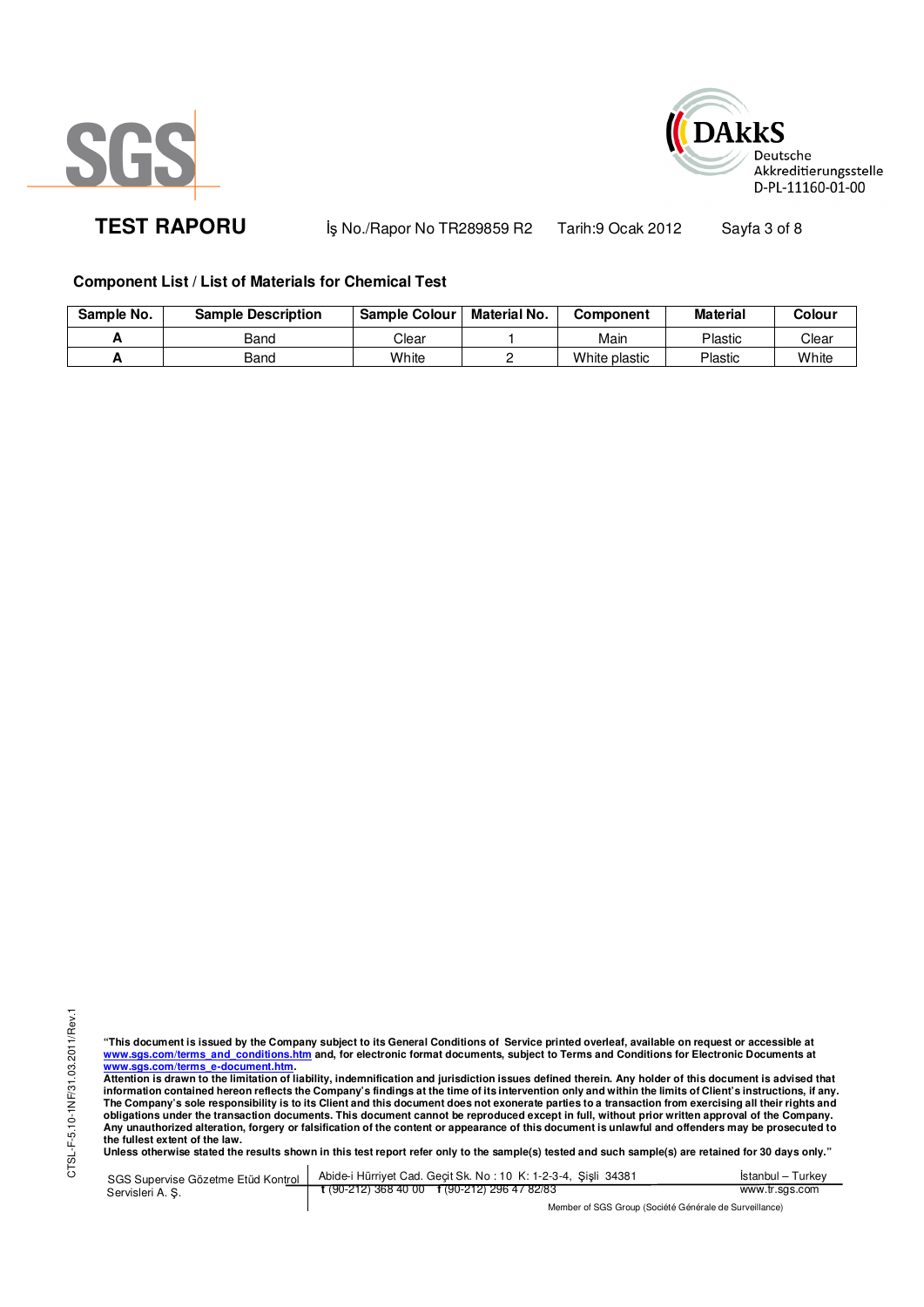## Component List / List of Materials for Chemical Test

| Sample No. | Sample Description | Sample Colour | Material No. | Component | Material | Colour |
|---|---|---|---|---|---|---|
| A | Band | Clear | 1 | Main | Plastic | Clear |
| A | Band | White | 2 | White plastic | Plastic | White |

**"This document is issued by the Company subject to its General Conditions of Service printed overleaf, available on request or accessible at www.sgs.com/terms_and_conditions.htm and, for electronic format documents, subject to Terms and Conditions for Electronic Documents at www.sgs.com/terms_e-document.htm.**
**Attention is drawn to the limitation of liability, indemnification and jurisdiction issues defined therein. Any holder of this document is advised that information contained hereon reflects the Company's findings at the time of its intervention only and within the limits of Client's instructions, if any. The Company's sole responsibility is to its Client and this document does not exonerate parties to a transaction from exercising all their rights and obligations under the transaction documents. This document cannot be reproduced except in full, without prior written approval of the Company. Any unauthorized alteration, forgery or falsification of the content or appearance of this document is unlawful and offenders may be prosecuted to the fullest extent of the law.**
**Unless otherwise stated the results shown in this test report refer only to the sample(s) tested and such sample(s) are retained for 30 days only."**

SGS Supervise Gözetme Etüd Kontrol Servisleri A. Ş. | Abide-i Hürriyet Cad. Geçit Sk. No : 10 K: 1-2-3-4, Şişli 34381 | İstanbul – Turkey
t (90-212) 368 40 00 f (90-212) 296 47 82/83 | www.tr.sgs.com

Member of SGS Group (Société Générale de Surveillance)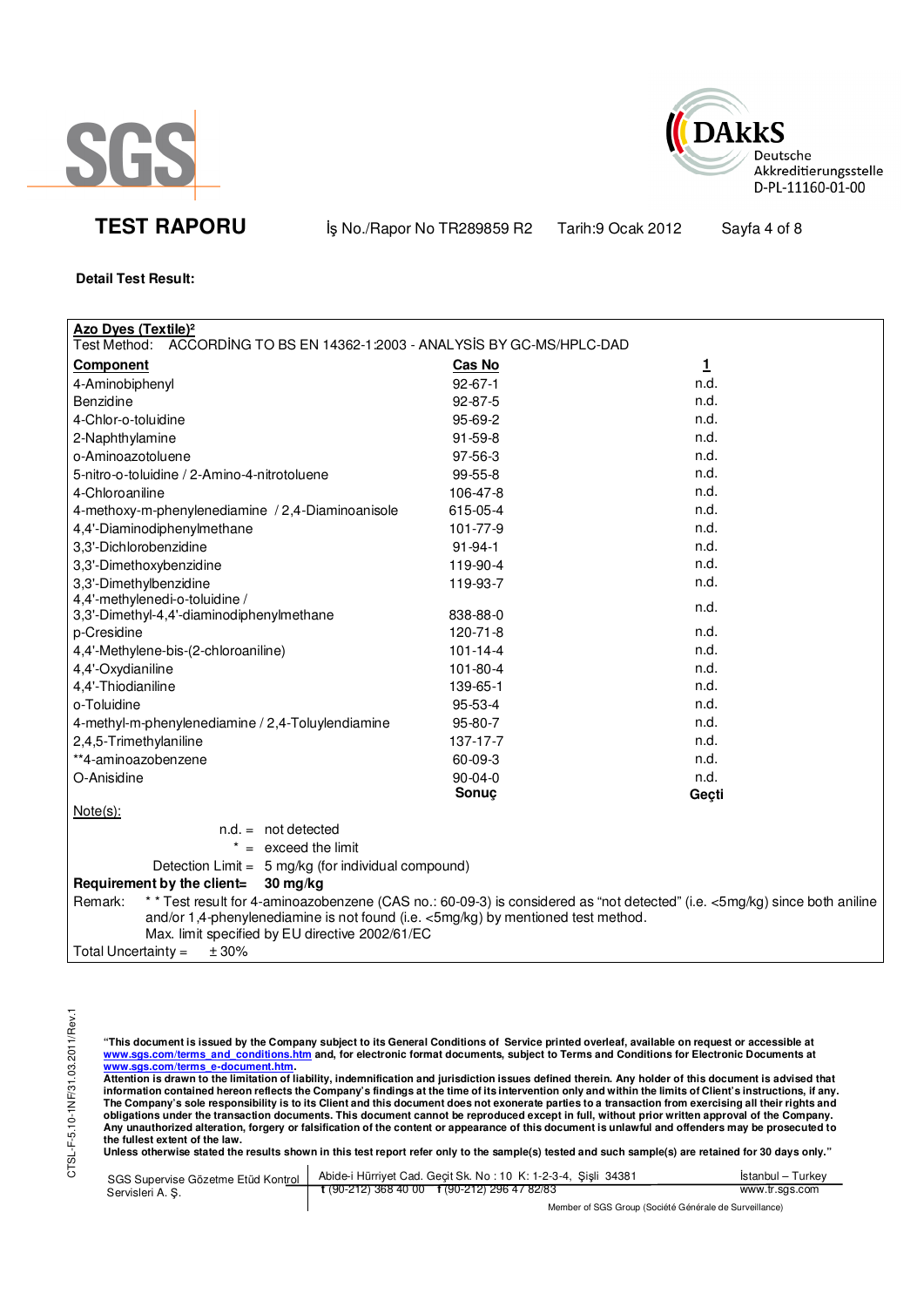**TEST RAPORU** İş No./Rapor No TR289859 R2 Tarih:9 Ocak 2012

**Detail Test Result:**

**Azo Dyes (Textile)²**

Test Method: ACCORDİNG TO BS EN 14362-1:2003 - ANALYSİS BY GC-MS/HPLC-DAD

| **Component** | **Cas No** | **1** |
|---|---|---|
| 4-Aminobiphenyl | 92-67-1 | n.d. |
| Benzidine | 92-87-5 | n.d. |
| 4-Chlor-o-toluidine | 95-69-2 | n.d. |
| 2-Naphthylamine | 91-59-8 | n.d. |
| o-Aminoazotoluene | 97-56-3 | n.d. |
| 5-nitro-o-toluidine / 2-Amino-4-nitrotoluene | 99-55-8 | n.d. |
| 4-Chloroaniline | 106-47-8 | n.d. |
| 4-methoxy-m-phenylenediamine / 2,4-Diaminoanisole | 615-05-4 | n.d. |
| 4,4'-Diaminodiphenylmethane | 101-77-9 | n.d. |
| 3,3'-Dichlorobenzidine | 91-94-1 | n.d. |
| 3,3'-Dimethoxybenzidine | 119-90-4 | n.d. |
| 3,3'-Dimethylbenzidine | 119-93-7 | n.d. |
| 4,4'-methylenedi-o-toluidine / 3,3'-Dimethyl-4,4'-diaminodiphenylmethane | 838-88-0 | n.d. |
| p-Cresidine | 120-71-8 | n.d. |
| 4,4'-Methylene-bis-(2-chloroaniline) | 101-14-4 | n.d. |
| 4,4'-Oxydianiline | 101-80-4 | n.d. |
| 4,4'-Thiodianiline | 139-65-1 | n.d. |
| o-Toluidine | 95-53-4 | n.d. |
| 4-methyl-m-phenylenediamine / 2,4-Toluylendiamine | 95-80-7 | n.d. |
| 2,4,5-Trimethylaniline | 137-17-7 | n.d. |
| **4-aminoazobenzene | 60-09-3 | n.d. |
| O-Anisidine | 90-04-0 | n.d. |
| | **Sonuç** | **Geçti** |

Note(s):

n.d. = not detected

\* = exceed the limit

Detection Limit = 5 mg/kg (for individual compound)

**Requirement by the client= 30 mg/kg**

Remark: * * Test result for 4-aminoazobenzene (CAS no.: 60-09-3) is considered as "not detected" (i.e. <5mg/kg) since both aniline and/or 1,4-phenylenediamine is not found (i.e. <5mg/kg) by mentioned test method.
Max. limit specified by EU directive 2002/61/EC

Total Uncertainty = ± 30%

"This document is issued by the Company subject to its General Conditions of Service printed overleaf, available on request or accessible at www.sgs.com/terms_and_conditions.htm and, for electronic format documents, subject to Terms and Conditions for Electronic Documents at www.sgs.com/terms_e-document.htm.
Attention is drawn to the limitation of liability, indemnification and jurisdiction issues defined therein. Any holder of this document is advised that information contained hereon reflects the Company's findings at the time of its intervention only and within the limits of Client's instructions, if any. The Company's sole responsibility is to its Client and this document does not exonerate parties to a transaction from exercising all their rights and obligations under the transaction documents. This document cannot be reproduced except in full, without prior written approval of the Company. Any unauthorized alteration, forgery or falsification of the content or appearance of this document is unlawful and offenders may be prosecuted to the fullest extent of the law.
Unless otherwise stated the results shown in this test report refer only to the sample(s) tested and such sample(s) are retained for 30 days only."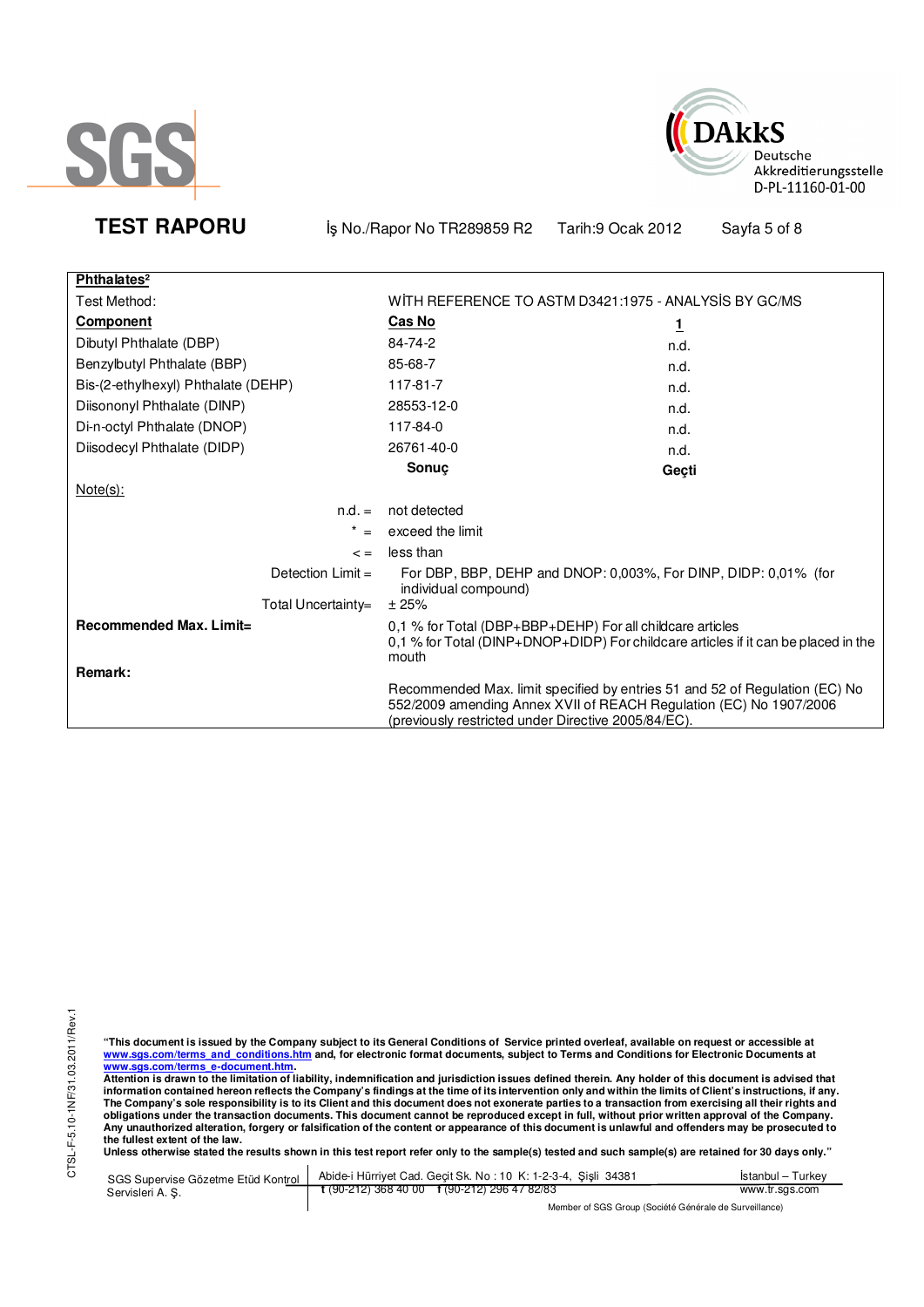**Phthalates**[2]

| Test Method: | WİTH REFERENCE TO ASTM D3421:1975 - ANALYSİS BY GC/MS | |
|---|---|---|
| **Component** | **Cas No** | **1** |
| Dibutyl Phthalate (DBP) | 84-74-2 | n.d. |
| Benzylbutyl Phthalate (BBP) | 85-68-7 | n.d. |
| Bis-(2-ethylhexyl) Phthalate (DEHP) | 117-81-7 | n.d. |
| Diisononyl Phthalate (DINP) | 28553-12-0 | n.d. |
| Di-n-octyl Phthalate (DNOP) | 117-84-0 | n.d. |
| Diisodecyl Phthalate (DIDP) | 26761-40-0 | n.d. |
| | **Sonuç** | **Geçti** |

Note(s):

n.d. = not detected

\* = exceed the limit

< = less than

Detection Limit = For DBP, BBP, DEHP and DNOP: 0,003%, For DINP, DIDP: 0,01% (for individual compound)

Total Uncertainty= ± 25%

**Recommended Max. Limit=** 0,1 % for Total (DBP+BBP+DEHP) For all childcare articles
0,1 % for Total (DINP+DNOP+DIDP) For childcare articles if it can be placed in the mouth

**Remark:**

Recommended Max. limit specified by entries 51 and 52 of Regulation (EC) No 552/2009 amending Annex XVII of REACH Regulation (EC) No 1907/2006 (previously restricted under Directive 2005/84/EC).

CTSL-F-5.10-1NF/31.03.2011/Rev.1

**"This document is issued by the Company subject to its General Conditions of Service printed overleaf, available on request or accessible at www.sgs.com/terms_and_conditions.htm and, for electronic format documents, subject to Terms and Conditions for Electronic Documents at www.sgs.com/terms_e-document.htm.**
**Attention is drawn to the limitation of liability, indemnification and jurisdiction issues defined therein. Any holder of this document is advised that information contained hereon reflects the Company's findings at the time of its intervention only and within the limits of Client's instructions, if any. The Company's sole responsibility is to its Client and this document does not exonerate parties to a transaction from exercising all their rights and obligations under the transaction documents. This document cannot be reproduced except in full, without prior written approval of the Company. Any unauthorized alteration, forgery or falsification of the content or appearance of this document is unlawful and offenders may be prosecuted to the fullest extent of the law.**
**Unless otherwise stated the results shown in this test report refer only to the sample(s) tested and such sample(s) are retained for 30 days only."**

SGS Supervise Gözetme Etüd Kontrol Servisleri A. Ş. | Abide-i Hürriyet Cad. Geçit Sk. No : 10 K: 1-2-3-4, Şişli 34381 | t (90-212) 368 40 00 f (90-212) 296 47 82/83 | İstanbul – Turkey | www.tr.sgs.com

Member of SGS Group (Société Générale de Surveillance)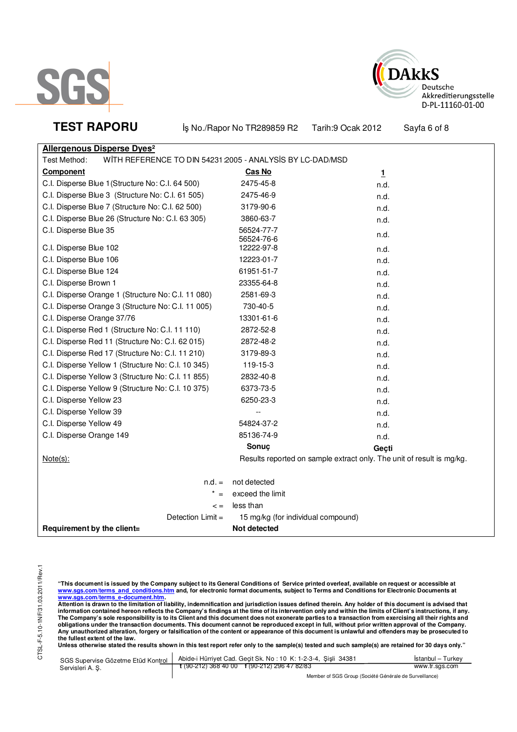**TEST RAPORU** İş No./Rapor No TR289859 R2 Tarih:9 Ocak 2012

**Allergenous Disperse Dyes²**

Test Method: WİTH REFERENCE TO DIN 54231:2005 - ANALYSİS BY LC-DAD/MSD

| Component | Cas No | 1 |
|---|---|---|
| C.I. Disperse Blue 1(Structure No: C.I. 64 500) | 2475-45-8 | n.d. |
| C.I. Disperse Blue 3 (Structure No: C.I. 61 505) | 2475-46-9 | n.d. |
| C.I. Disperse Blue 7 (Structure No: C.I. 62 500) | 3179-90-6 | n.d. |
| C.I. Disperse Blue 26 (Structure No: C.I. 63 305) | 3860-63-7 | n.d. |
| C.I. Disperse Blue 35 | 56524-77-7<br>56524-76-6 | n.d. |
| C.I. Disperse Blue 102 | 12222-97-8 | n.d. |
| C.I. Disperse Blue 106 | 12223-01-7 | n.d. |
| C.I. Disperse Blue 124 | 61951-51-7 | n.d. |
| C.I. Disperse Brown 1 | 23355-64-8 | n.d. |
| C.I. Disperse Orange 1 (Structure No: C.I. 11 080) | 2581-69-3 | n.d. |
| C.I. Disperse Orange 3 (Structure No: C.I. 11 005) | 730-40-5 | n.d. |
| C.I. Disperse Orange 37/76 | 13301-61-6 | n.d. |
| C.I. Disperse Red 1 (Structure No: C.I. 11 110) | 2872-52-8 | n.d. |
| C.I. Disperse Red 11 (Structure No: C.I. 62 015) | 2872-48-2 | n.d. |
| C.I. Disperse Red 17 (Structure No: C.I. 11 210) | 3179-89-3 | n.d. |
| C.I. Disperse Yellow 1 (Structure No: C.I. 10 345) | 119-15-3 | n.d. |
| C.I. Disperse Yellow 3 (Structure No: C.I. 11 855) | 2832-40-8 | n.d. |
| C.I. Disperse Yellow 9 (Structure No: C.I. 10 375) | 6373-73-5 | n.d. |
| C.I. Disperse Yellow 23 | 6250-23-3 | n.d. |
| C.I. Disperse Yellow 39 | -- | n.d. |
| C.I. Disperse Yellow 49 | 54824-37-2 | n.d. |
| C.I. Disperse Orange 149 | 85136-74-9 | n.d. |
| | **Sonuç** | **Geçti** |

Note(s): Results reported on sample extract only. The unit of result is mg/kg.

n.d. = not detected

* = exceed the limit

< = less than

Detection Limit = 15 mg/kg (for individual compound)

**Requirement by the client= Not detected**

CTSL-F-5.10-1NF/31.03.2011/Rev.1

**"This document is issued by the Company subject to its General Conditions of Service printed overleaf, available on request or accessible at www.sgs.com/terms_and_conditions.htm and, for electronic format documents, subject to Terms and Conditions for Electronic Documents at www.sgs.com/terms_e-document.htm.**
**Attention is drawn to the limitation of liability, indemnification and jurisdiction issues defined therein. Any holder of this document is advised that information contained hereon reflects the Company's findings at the time of its intervention only and within the limits of Client's instructions, if any. The Company's sole responsibility is to its Client and this document does not exonerate parties to a transaction from exercising all their rights and obligations under the transaction documents. This document cannot be reproduced except in full, without prior written approval of the Company. Any unauthorized alteration, forgery or falsification of the content or appearance of this document is unlawful and offenders may be prosecuted to the fullest extent of the law.**
**Unless otherwise stated the results shown in this test report refer only to the sample(s) tested and such sample(s) are retained for 30 days only."**

SGS Supervise Gözetme Etüd Kontrol Servisleri A. Ş. | Abide-i Hürriyet Cad. Geçit Sk. No : 10 K: 1-2-3-4, Şişli 34381 | İstanbul – Turkey
t (90-212) 368 40 00 f (90-212) 296 47 82/83 | www.tr.sgs.com

Member of SGS Group (Société Générale de Surveillance)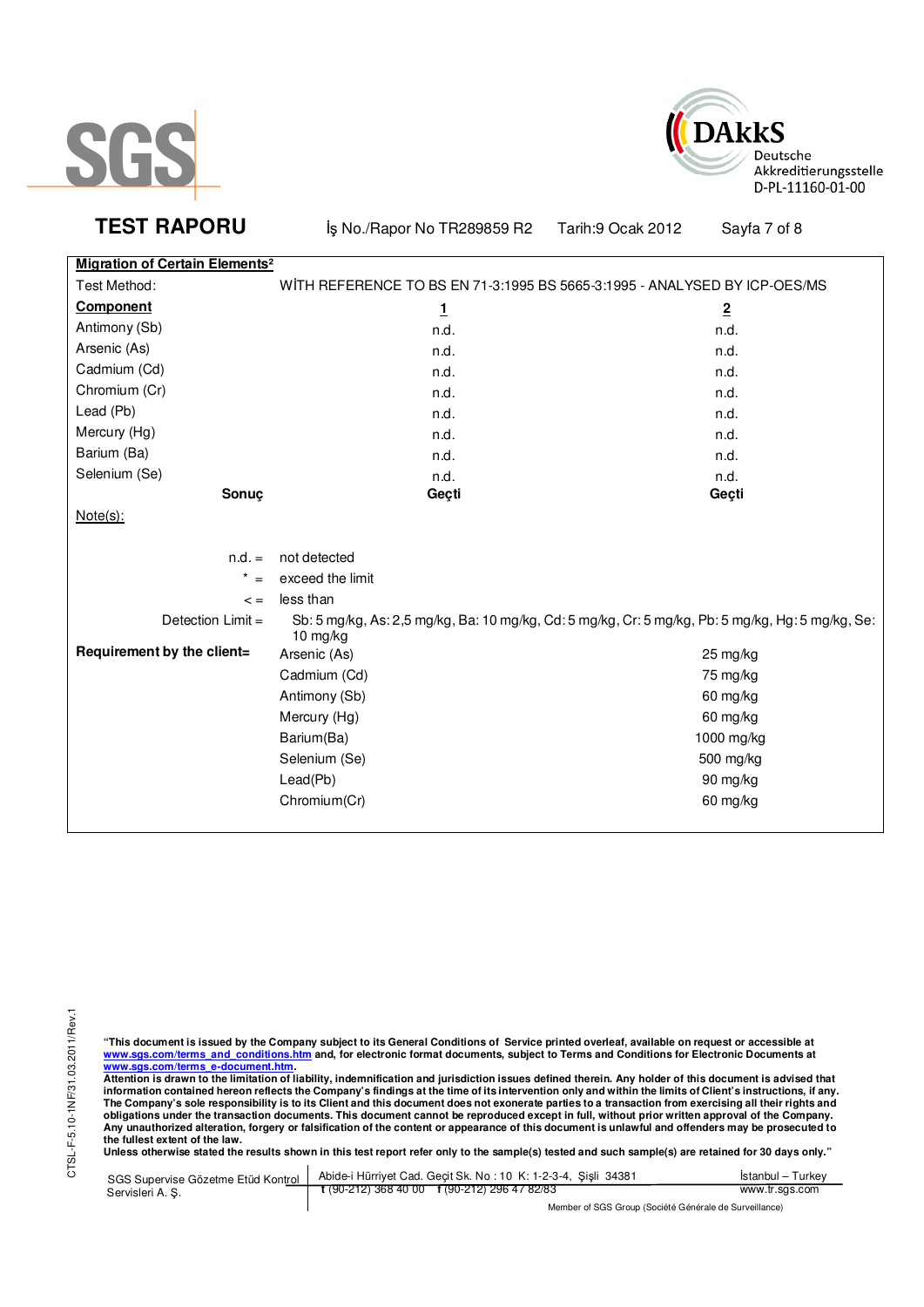**TEST RAPORU** İş No./Rapor No TR289859 R2 Tarih:9 Ocak 2012

## Migration of Certain Elements[2]

Test Method: WİTH REFERENCE TO BS EN 71-3:1995 BS 5665-3:1995 - ANALYSED BY ICP-OES/MS

| **Component** | **1** | **2** |
|---|---|---|
| Antimony (Sb) | n.d. | n.d. |
| Arsenic (As) | n.d. | n.d. |
| Cadmium (Cd) | n.d. | n.d. |
| Chromium (Cr) | n.d. | n.d. |
| Lead (Pb) | n.d. | n.d. |
| Mercury (Hg) | n.d. | n.d. |
| Barium (Ba) | n.d. | n.d. |
| Selenium (Se) | n.d. | n.d. |
| **Sonuç** | **Geçti** | **Geçti** |

Note(s):

n.d. = not detected

* = exceed the limit

< = less than

Detection Limit = Sb: 5 mg/kg, As: 2,5 mg/kg, Ba: 10 mg/kg, Cd: 5 mg/kg, Cr: 5 mg/kg, Pb: 5 mg/kg, Hg: 5 mg/kg, Se: 10 mg/kg

**Requirement by the client=**

| Element | Limit |
|---|---|
| Arsenic (As) | 25 mg/kg |
| Cadmium (Cd) | 75 mg/kg |
| Antimony (Sb) | 60 mg/kg |
| Mercury (Hg) | 60 mg/kg |
| Barium(Ba) | 1000 mg/kg |
| Selenium (Se) | 500 mg/kg |
| Lead(Pb) | 90 mg/kg |
| Chromium(Cr) | 60 mg/kg |

**"This document is issued by the Company subject to its General Conditions of Service printed overleaf, available on request or accessible at www.sgs.com/terms_and_conditions.htm and, for electronic format documents, subject to Terms and Conditions for Electronic Documents at www.sgs.com/terms_e-document.htm.**
**Attention is drawn to the limitation of liability, indemnification and jurisdiction issues defined therein. Any holder of this document is advised that information contained hereon reflects the Company's findings at the time of its intervention only and within the limits of Client's instructions, if any. The Company's sole responsibility is to its Client and this document does not exonerate parties to a transaction from exercising all their rights and obligations under the transaction documents. This document cannot be reproduced except in full, without prior written approval of the Company. Any unauthorized alteration, forgery or falsification of the content or appearance of this document is unlawful and offenders may be prosecuted to the fullest extent of the law.**
**Unless otherwise stated the results shown in this test report refer only to the sample(s) tested and such sample(s) are retained for 30 days only."**

SGS Supervise Gözetme Etüd Kontrol Servisleri A. Ş. | Abide-i Hürriyet Cad. Geçit Sk. No : 10 K: 1-2-3-4, Şişli 34381 | t (90-212) 368 40 00 f (90-212) 296 47 82/83 | İstanbul – Turkey | www.tr.sgs.com

Member of SGS Group (Société Générale de Surveillance)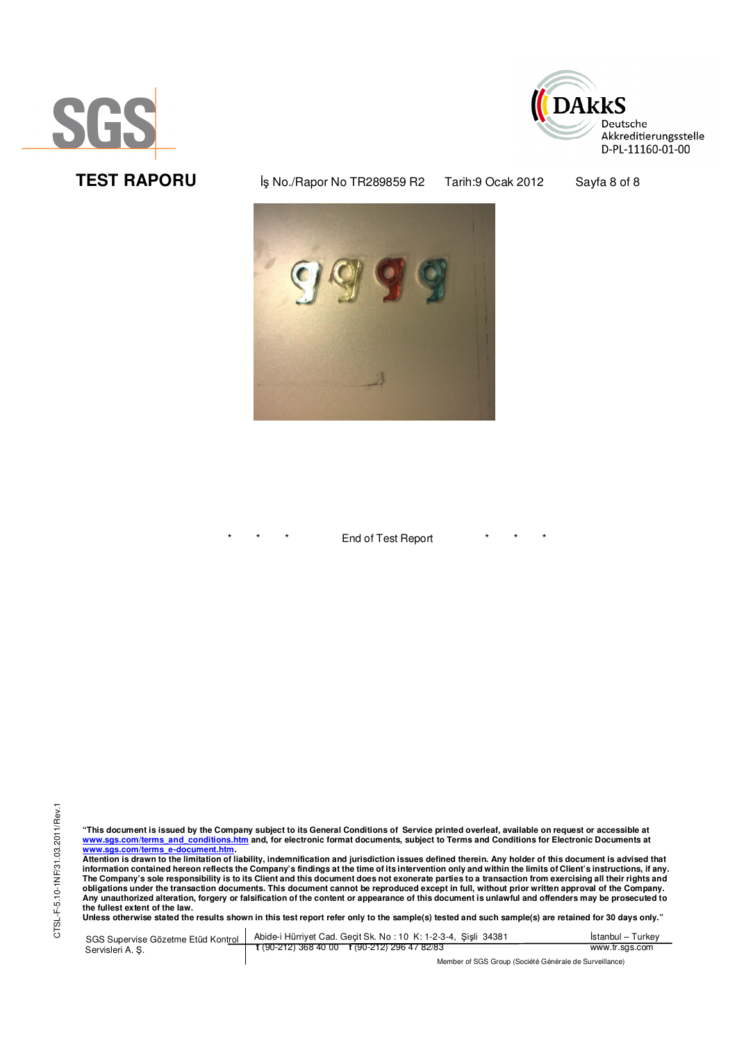* * * End of Test Report * * *

**"This document is issued by the Company subject to its General Conditions of Service printed overleaf, available on request or accessible at www.sgs.com/terms_and_conditions.htm and, for electronic format documents, subject to Terms and Conditions for Electronic Documents at www.sgs.com/terms_e-document.htm.**
**Attention is drawn to the limitation of liability, indemnification and jurisdiction issues defined therein. Any holder of this document is advised that information contained hereon reflects the Company's findings at the time of its intervention only and within the limits of Client's instructions, if any. The Company's sole responsibility is to its Client and this document does not exonerate parties to a transaction from exercising all their rights and obligations under the transaction documents. This document cannot be reproduced except in full, without prior written approval of the Company. Any unauthorized alteration, forgery or falsification of the content or appearance of this document is unlawful and offenders may be prosecuted to the fullest extent of the law.**
**Unless otherwise stated the results shown in this test report refer only to the sample(s) tested and such sample(s) are retained for 30 days only."**

SGS Supervise Gözetme Etüd Kontrol Servisleri A. Ş. | Abide-i Hürriyet Cad. Geçit Sk. No : 10 K: 1-2-3-4, Şişli 34381 | İstanbul – Turkey
t (90-212) 368 40 00 f (90-212) 296 47 82/83 | www.tr.sgs.com

Member of SGS Group (Société Générale de Surveillance)